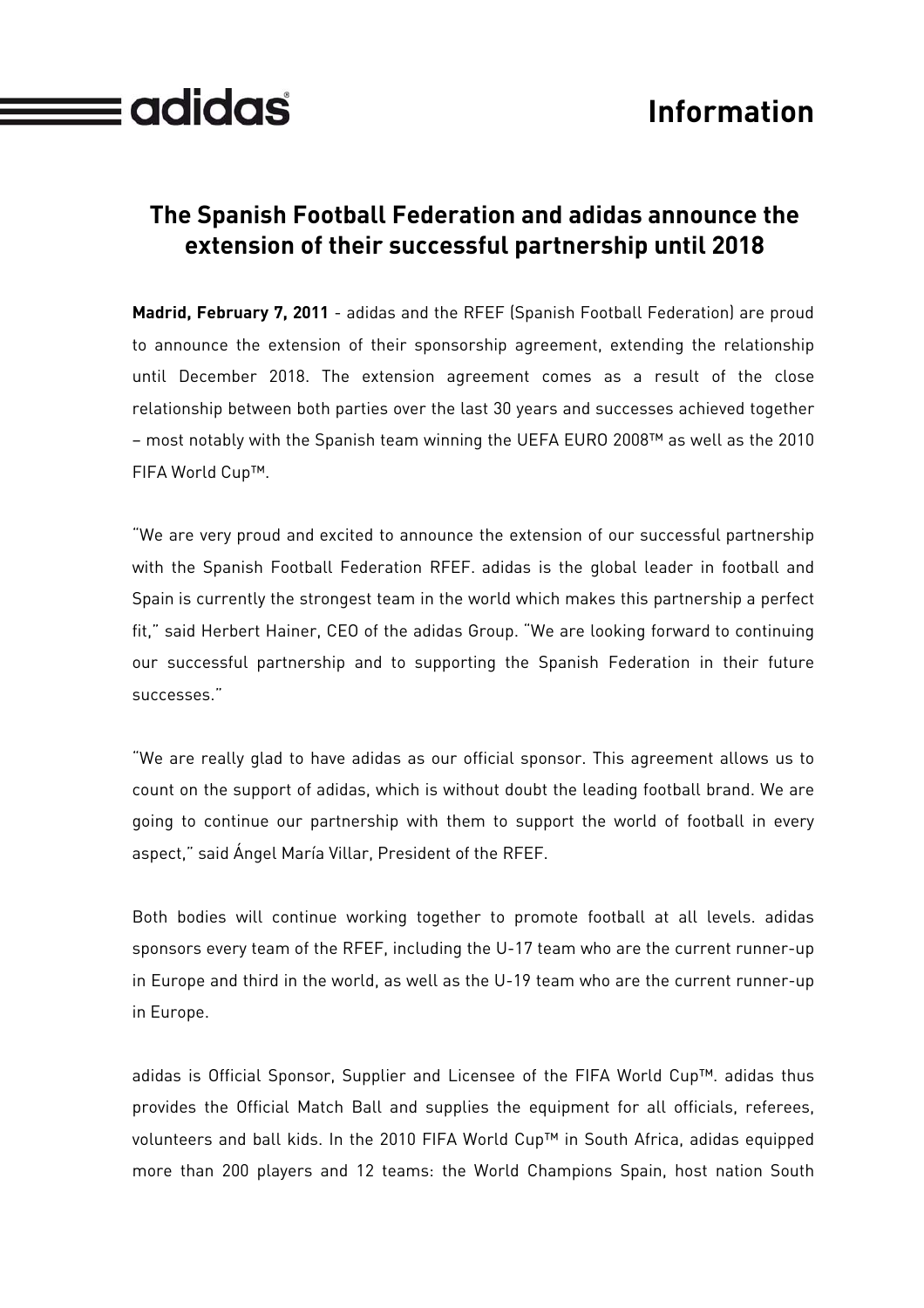adidas

**Information**

## The Spanish Football Federation and adidas announce the extension of their successful partnership until 2018

**Madrid, February 7, 2011** - adidas and the RFEF (Spanish Football Federation) are proud to announce the extension of their sponsorship agreement, extending the relationship until December 2018. The extension agreement comes as a result of the close relationship between both parties over the last 30 years and successes achieved together – most notably with the Spanish team winning the UEFA EURO 2008™ as well as the 2010 FIFA World Cup™.

"We are very proud and excited to announce the extension of our successful partnership with the Spanish Football Federation RFEF. adidas is the global leader in football and Spain is currently the strongest team in the world which makes this partnership a perfect fit," said Herbert Hainer, CEO of the adidas Group. "We are looking forward to continuing our successful partnership and to supporting the Spanish Federation in their future successes."

"We are really glad to have adidas as our official sponsor. This agreement allows us to count on the support of adidas, which is without doubt the leading football brand. We are going to continue our partnership with them to support the world of football in every aspect," said Ángel María Villar, President of the RFEF.

Both bodies will continue working together to promote football at all levels. adidas sponsors every team of the RFEF, including the U-17 team who are the current runner-up in Europe and third in the world, as well as the U-19 team who are the current runner-up in Europe.

adidas is Official Sponsor, Supplier and Licensee of the FIFA World Cup™. adidas thus provides the Official Match Ball and supplies the equipment for all officials, referees, volunteers and ball kids. In the 2010 FIFA World Cup™ in South Africa, adidas equipped more than 200 players and 12 teams: the World Champions Spain, host nation South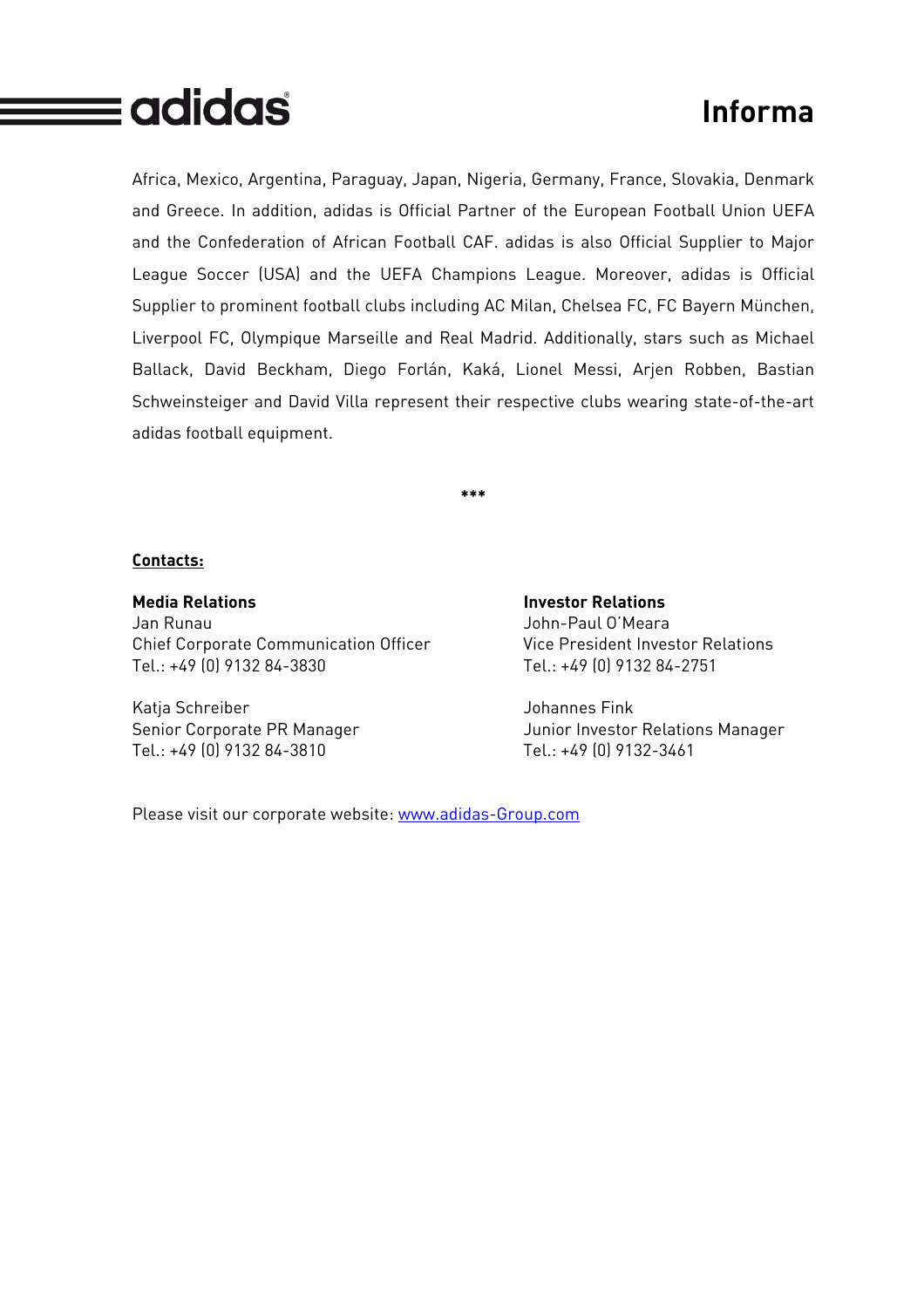Africa, Mexico, Argentina, Paraguay, Japan, Nigeria, Germany, France, Slovakia, Denmark and Greece. In addition, adidas is Official Partner of the European Football Union UEFA and the Confederation of African Football CAF. adidas is also Official Supplier to Major League Soccer (USA) and the UEFA Champions League. Moreover, adidas is Official Supplier to prominent football clubs including AC Milan, Chelsea FC, FC Bayern München, Liverpool FC, Olympique Marseille and Real Madrid. Additionally, stars such as Michael Ballack, David Beckham, Diego Forlán, Kaká, Lionel Messi, Arjen Robben, Bastian Schweinsteiger and David Villa represent their respective clubs wearing state-of-the-art adidas football equipment.

***

**Contacts:**

**Media Relations**
Jan Runau
Chief Corporate Communication Officer
Tel.: +49 (0) 9132 84-3830

Katja Schreiber
Senior Corporate PR Manager
Tel.: +49 (0) 9132 84-3810

**Investor Relations**
John-Paul O'Meara
Vice President Investor Relations
Tel.: +49 (0) 9132 84-2751

Johannes Fink
Junior Investor Relations Manager
Tel.: +49 (0) 9132-3461

Please visit our corporate website: www.adidas-Group.com